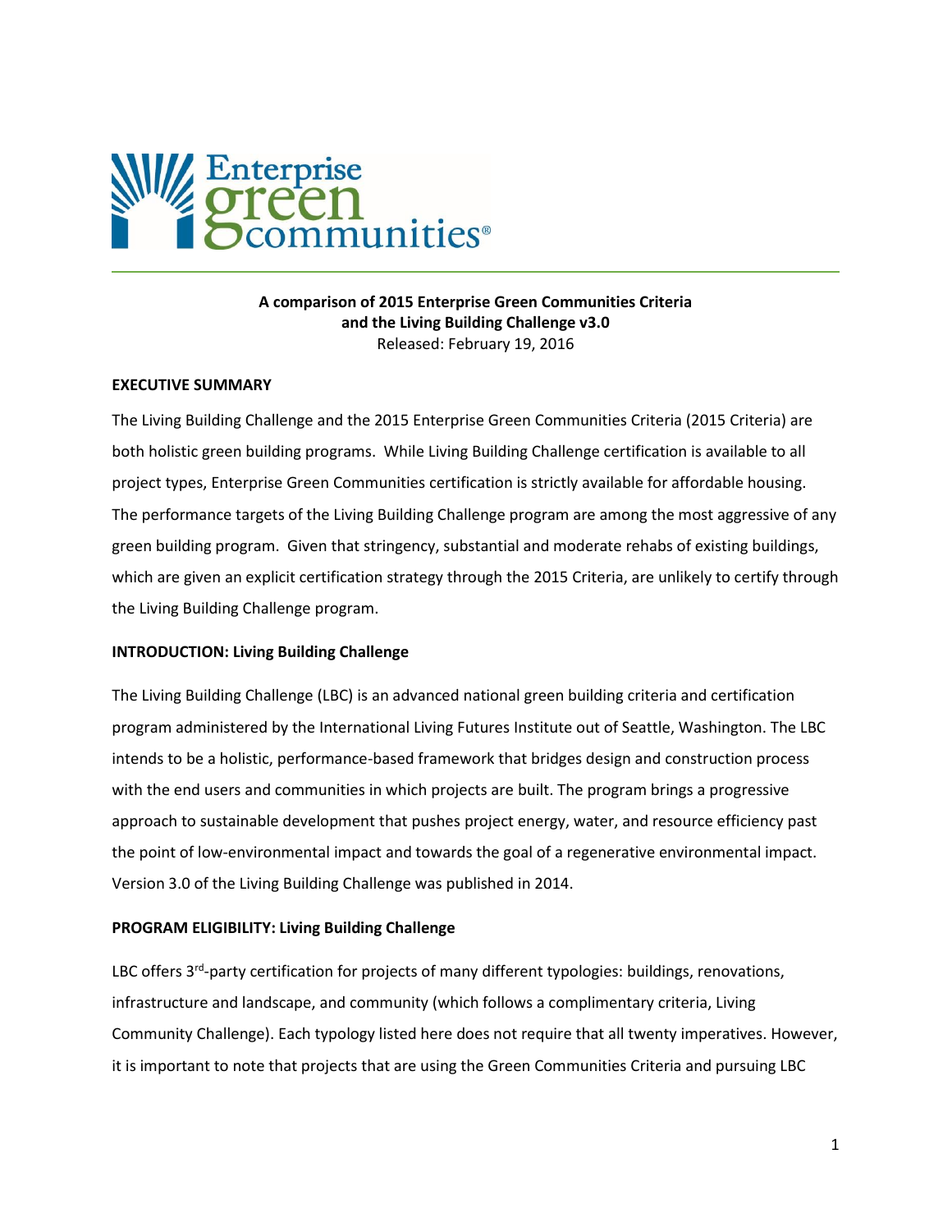Enterprise green communities®

**A comparison of 2015 Enterprise Green Communities Criteria and the Living Building Challenge v3.0**
Released: February 19, 2016

## EXECUTIVE SUMMARY

The Living Building Challenge and the 2015 Enterprise Green Communities Criteria (2015 Criteria) are both holistic green building programs. While Living Building Challenge certification is available to all project types, Enterprise Green Communities certification is strictly available for affordable housing. The performance targets of the Living Building Challenge program are among the most aggressive of any green building program. Given that stringency, substantial and moderate rehabs of existing buildings, which are given an explicit certification strategy through the 2015 Criteria, are unlikely to certify through the Living Building Challenge program.

## INTRODUCTION: Living Building Challenge

The Living Building Challenge (LBC) is an advanced national green building criteria and certification program administered by the International Living Futures Institute out of Seattle, Washington. The LBC intends to be a holistic, performance-based framework that bridges design and construction process with the end users and communities in which projects are built. The program brings a progressive approach to sustainable development that pushes project energy, water, and resource efficiency past the point of low-environmental impact and towards the goal of a regenerative environmental impact. Version 3.0 of the Living Building Challenge was published in 2014.

## PROGRAM ELIGIBILITY: Living Building Challenge

LBC offers 3rd-party certification for projects of many different typologies: buildings, renovations, infrastructure and landscape, and community (which follows a complimentary criteria, Living Community Challenge). Each typology listed here does not require that all twenty imperatives. However, it is important to note that projects that are using the Green Communities Criteria and pursuing LBC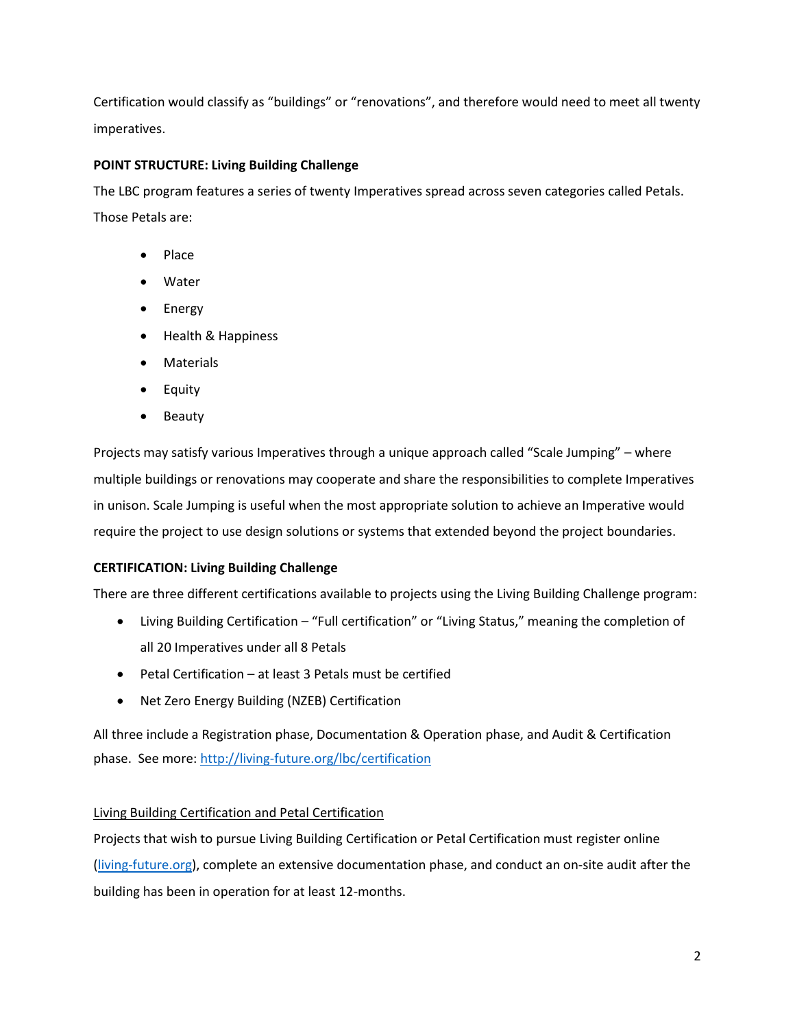Certification would classify as “buildings” or “renovations”, and therefore would need to meet all twenty imperatives.

**POINT STRUCTURE: Living Building Challenge**

The LBC program features a series of twenty Imperatives spread across seven categories called Petals. Those Petals are:

- Place
- Water
- Energy
- Health & Happiness
- Materials
- Equity
- Beauty

Projects may satisfy various Imperatives through a unique approach called “Scale Jumping” – where multiple buildings or renovations may cooperate and share the responsibilities to complete Imperatives in unison. Scale Jumping is useful when the most appropriate solution to achieve an Imperative would require the project to use design solutions or systems that extended beyond the project boundaries.

**CERTIFICATION: Living Building Challenge**

There are three different certifications available to projects using the Living Building Challenge program:

- Living Building Certification – “Full certification” or “Living Status,” meaning the completion of all 20 Imperatives under all 8 Petals
- Petal Certification – at least 3 Petals must be certified
- Net Zero Energy Building (NZEB) Certification

All three include a Registration phase, Documentation & Operation phase, and Audit & Certification phase. See more: [http://living-future.org/lbc/certification](http://living-future.org/lbc/certification)

<u>Living Building Certification and Petal Certification</u>

Projects that wish to pursue Living Building Certification or Petal Certification must register online ([living-future.org](http://living-future.org)), complete an extensive documentation phase, and conduct an on-site audit after the building has been in operation for at least 12-months.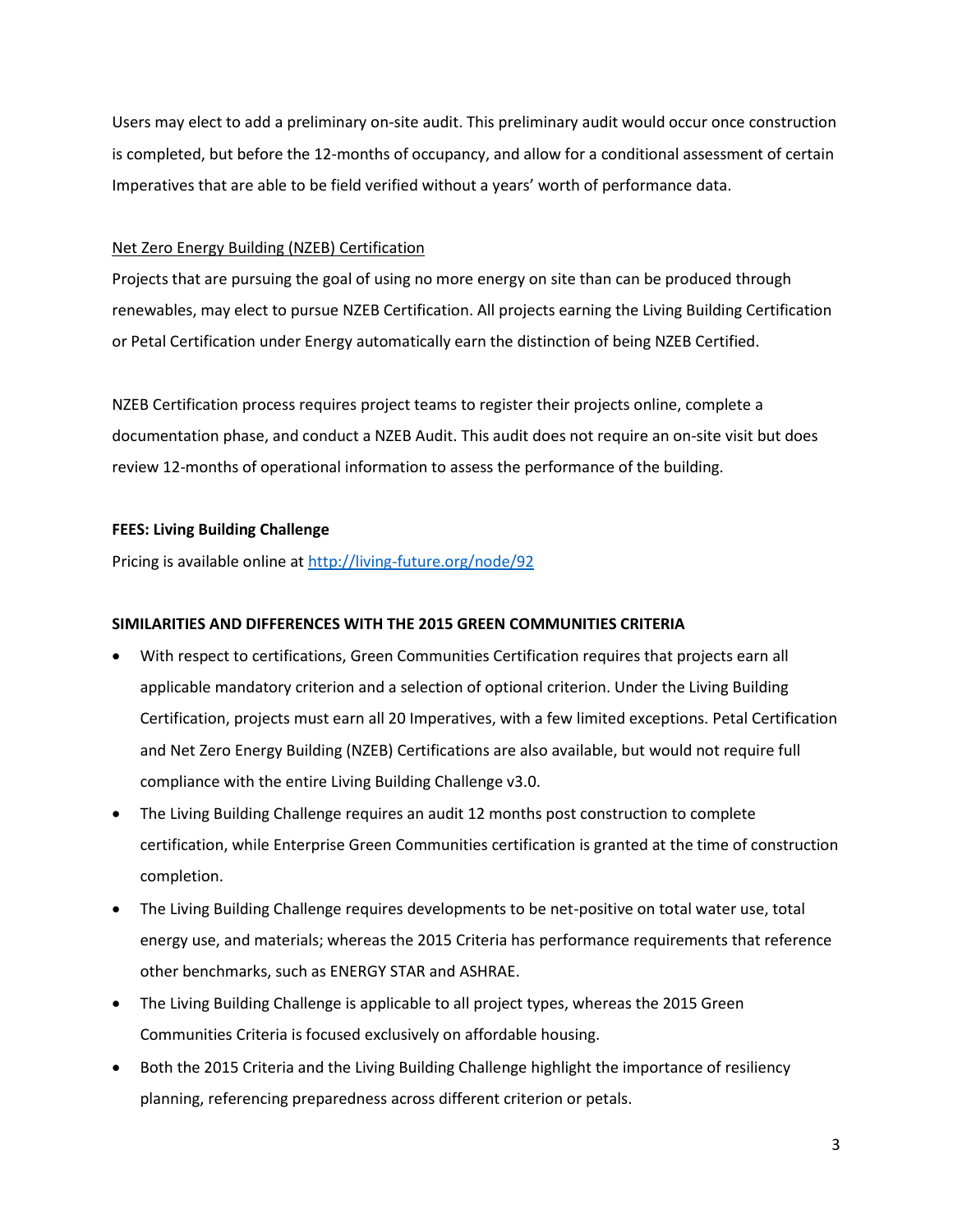Users may elect to add a preliminary on-site audit. This preliminary audit would occur once construction is completed, but before the 12-months of occupancy, and allow for a conditional assessment of certain Imperatives that are able to be field verified without a years' worth of performance data.

Net Zero Energy Building (NZEB) Certification

Projects that are pursuing the goal of using no more energy on site than can be produced through renewables, may elect to pursue NZEB Certification. All projects earning the Living Building Certification or Petal Certification under Energy automatically earn the distinction of being NZEB Certified.

NZEB Certification process requires project teams to register their projects online, complete a documentation phase, and conduct a NZEB Audit. This audit does not require an on-site visit but does review 12-months of operational information to assess the performance of the building.

**FEES: Living Building Challenge**

Pricing is available online at [http://living-future.org/node/92](http://living-future.org/node/92)

**SIMILARITIES AND DIFFERENCES WITH THE 2015 GREEN COMMUNITIES CRITERIA**

- With respect to certifications, Green Communities Certification requires that projects earn all applicable mandatory criterion and a selection of optional criterion. Under the Living Building Certification, projects must earn all 20 Imperatives, with a few limited exceptions. Petal Certification and Net Zero Energy Building (NZEB) Certifications are also available, but would not require full compliance with the entire Living Building Challenge v3.0.
- The Living Building Challenge requires an audit 12 months post construction to complete certification, while Enterprise Green Communities certification is granted at the time of construction completion.
- The Living Building Challenge requires developments to be net-positive on total water use, total energy use, and materials; whereas the 2015 Criteria has performance requirements that reference other benchmarks, such as ENERGY STAR and ASHRAE.
- The Living Building Challenge is applicable to all project types, whereas the 2015 Green Communities Criteria is focused exclusively on affordable housing.
- Both the 2015 Criteria and the Living Building Challenge highlight the importance of resiliency planning, referencing preparedness across different criterion or petals.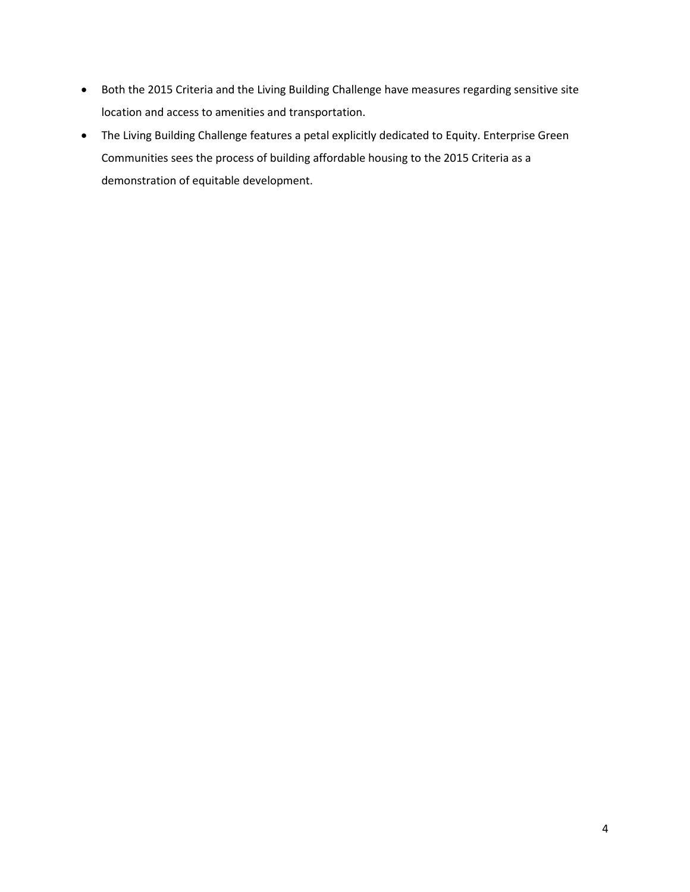- Both the 2015 Criteria and the Living Building Challenge have measures regarding sensitive site location and access to amenities and transportation.
- The Living Building Challenge features a petal explicitly dedicated to Equity. Enterprise Green Communities sees the process of building affordable housing to the 2015 Criteria as a demonstration of equitable development.